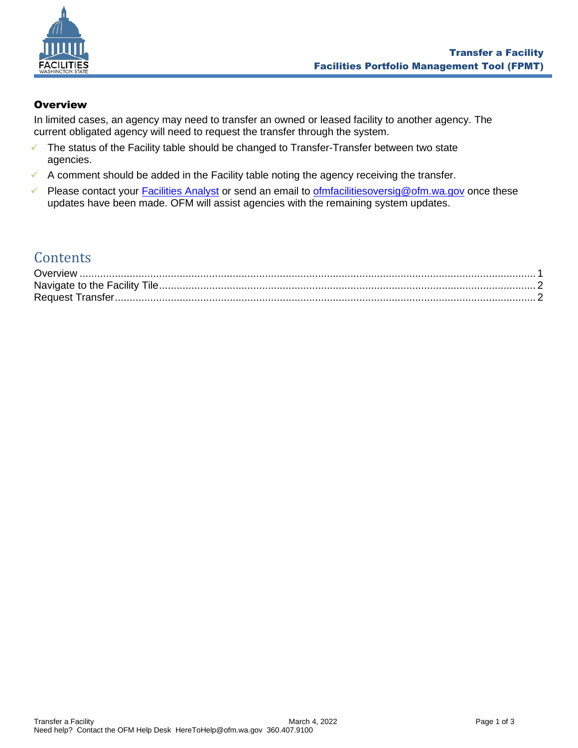## Overview

In limited cases, an agency may need to transfer an owned or leased facility to another agency. The current obligated agency will need to request the transfer through the system.

- ✓ The status of the Facility table should be changed to Transfer-Transfer between two state agencies.
- ✓ A comment should be added in the Facility table noting the agency receiving the transfer.
- ✓ Please contact your [Facilities Analyst]() or send an email to [ofmfacilitiesoversig@ofm.wa.gov](mailto:ofmfacilitiesoversig@ofm.wa.gov) once these updates have been made. OFM will assist agencies with the remaining system updates.

# Contents

Overview ........................................................................................................................................... 1
Navigate to the Facility Tile ............................................................................................................ 2
Request Transfer .............................................................................................................................. 2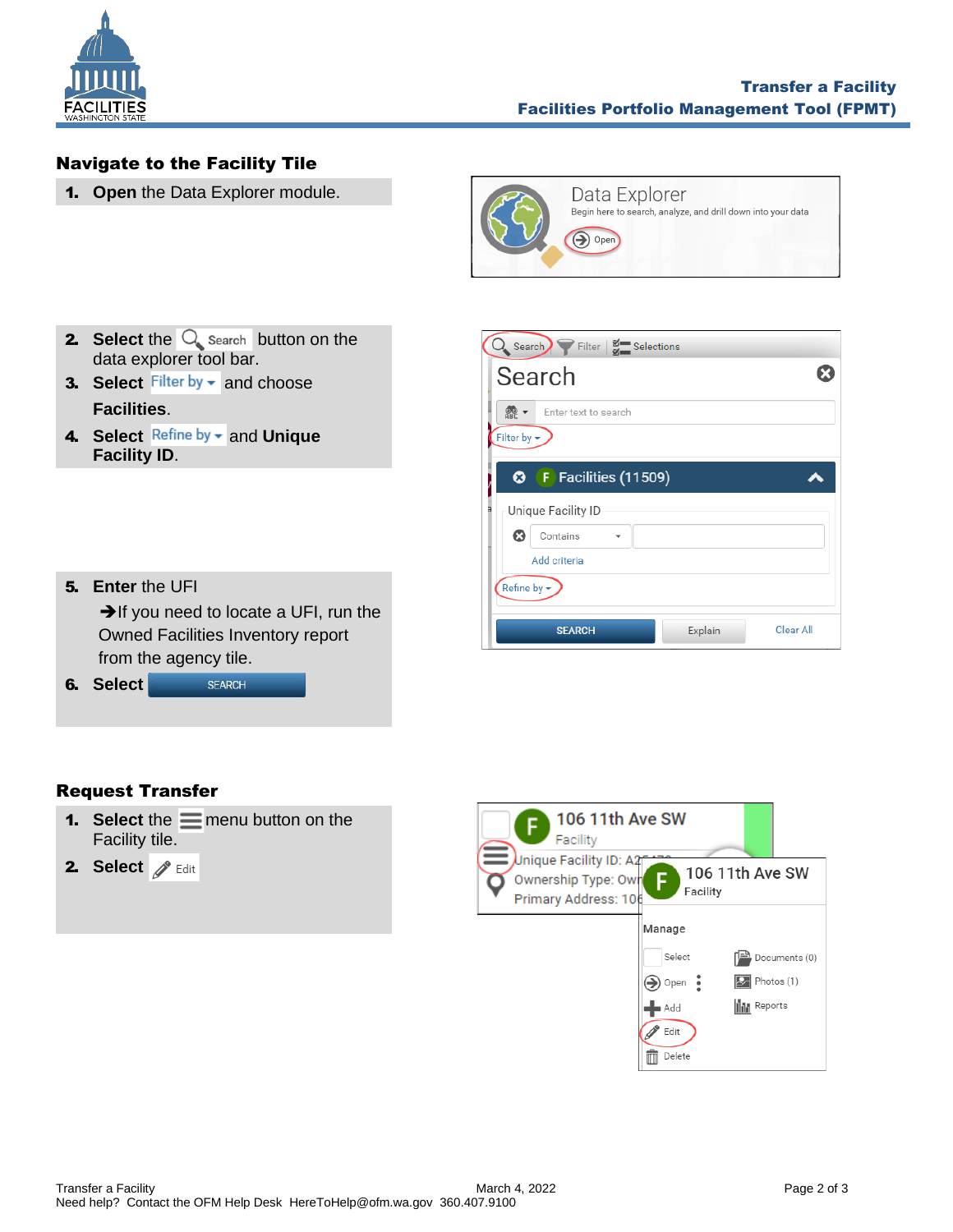## Navigate to the Facility Tile

1. **Open** the Data Explorer module.
2. **Select** the Search button on the data explorer tool bar.
3. **Select** Filter by and choose **Facilities**.
4. **Select** Refine by and **Unique Facility ID**.
5. **Enter** the UFI
   → If you need to locate a UFI, run the Owned Facilities Inventory report from the agency tile.
6. **Select** SEARCH

## Request Transfer

1. **Select** the menu button on the Facility tile.
2. **Select** Edit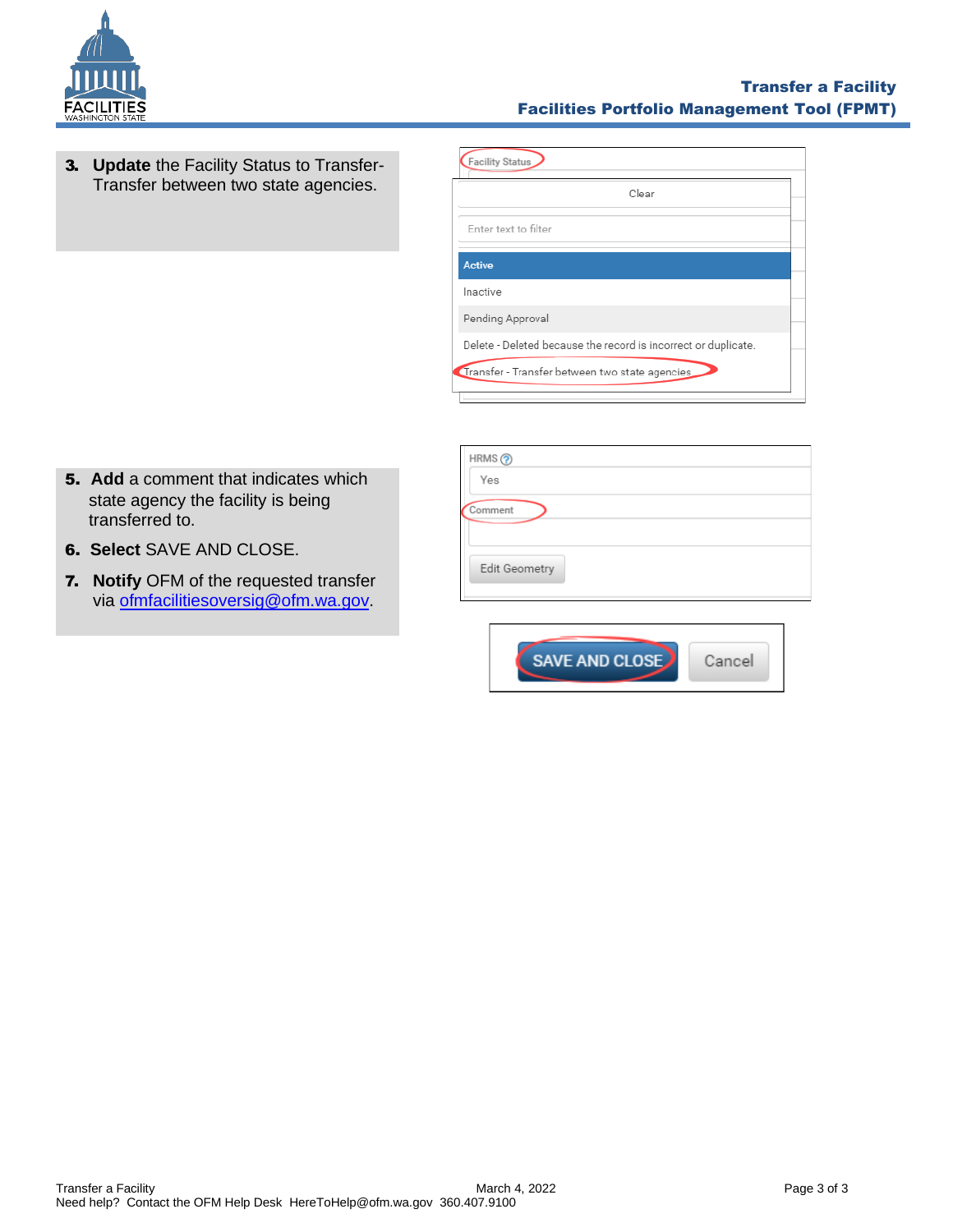3. **Update** the Facility Status to Transfer- Transfer between two state agencies.

5. **Add** a comment that indicates which state agency the facility is being transferred to.
6. **Select** SAVE AND CLOSE.
7. **Notify** OFM of the requested transfer via ofmfacilitiesoversig@ofm.wa.gov.

Need help? Contact the OFM Help Desk HereToHelp@ofm.wa.gov 360.407.9100